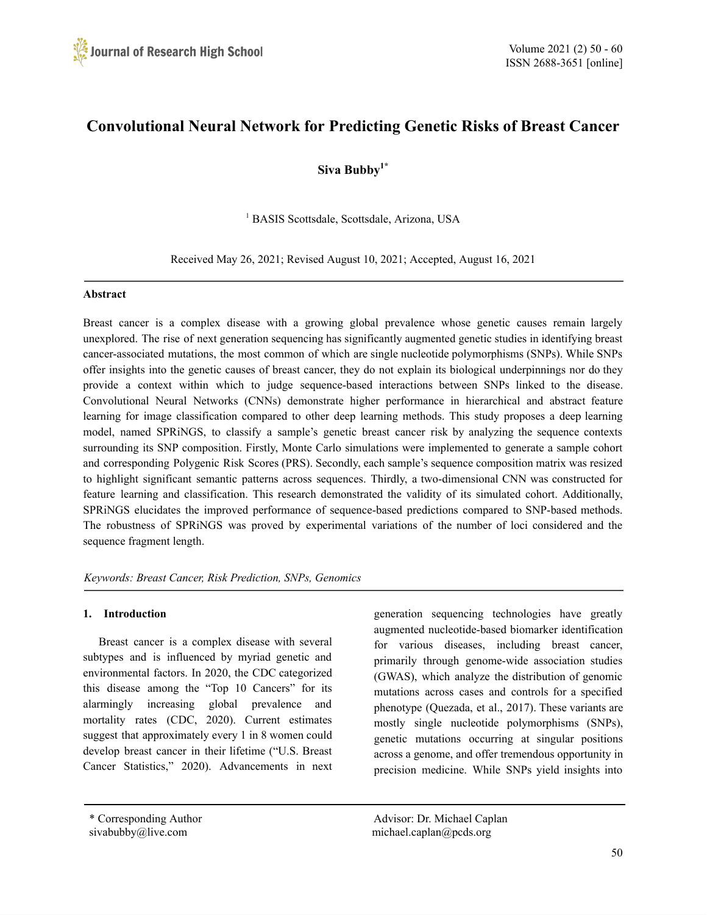# Convolutional Neural Network for Predicting Genetic Risks of Breast Cancer

**Siva Bubby[1*]**

[1] BASIS Scottsdale, Scottsdale, Arizona, USA

Received May 26, 2021; Revised August 10, 2021; Accepted, August 16, 2021

---

## Abstract

Breast cancer is a complex disease with a growing global prevalence whose genetic causes remain largely unexplored. The rise of next generation sequencing has significantly augmented genetic studies in identifying breast cancer-associated mutations, the most common of which are single nucleotide polymorphisms (SNPs). While SNPs offer insights into the genetic causes of breast cancer, they do not explain its biological underpinnings nor do they provide a context within which to judge sequence-based interactions between SNPs linked to the disease. Convolutional Neural Networks (CNNs) demonstrate higher performance in hierarchical and abstract feature learning for image classification compared to other deep learning methods. This study proposes a deep learning model, named SPRiNGS, to classify a sample's genetic breast cancer risk by analyzing the sequence contexts surrounding its SNP composition. Firstly, Monte Carlo simulations were implemented to generate a sample cohort and corresponding Polygenic Risk Scores (PRS). Secondly, each sample's sequence composition matrix was resized to highlight significant semantic patterns across sequences. Thirdly, a two-dimensional CNN was constructed for feature learning and classification. This research demonstrated the validity of its simulated cohort. Additionally, SPRiNGS elucidates the improved performance of sequence-based predictions compared to SNP-based methods. The robustness of SPRiNGS was proved by experimental variations of the number of loci considered and the sequence fragment length.

*Keywords: Breast Cancer, Risk Prediction, SNPs, Genomics*

---

## 1. Introduction

Breast cancer is a complex disease with several subtypes and is influenced by myriad genetic and environmental factors. In 2020, the CDC categorized this disease among the "Top 10 Cancers" for its alarmingly increasing global prevalence and mortality rates (CDC, 2020). Current estimates suggest that approximately every 1 in 8 women could develop breast cancer in their lifetime ("U.S. Breast Cancer Statistics," 2020). Advancements in next generation sequencing technologies have greatly augmented nucleotide-based biomarker identification for various diseases, including breast cancer, primarily through genome-wide association studies (GWAS), which analyze the distribution of genomic mutations across cases and controls for a specified phenotype (Quezada, et al., 2017). These variants are mostly single nucleotide polymorphisms (SNPs), genetic mutations occurring at singular positions across a genome, and offer tremendous opportunity in precision medicine. While SNPs yield insights into

---

\* Corresponding Author
sivabubby@live.com

Advisor: Dr. Michael Caplan
michael.caplan@pcds.org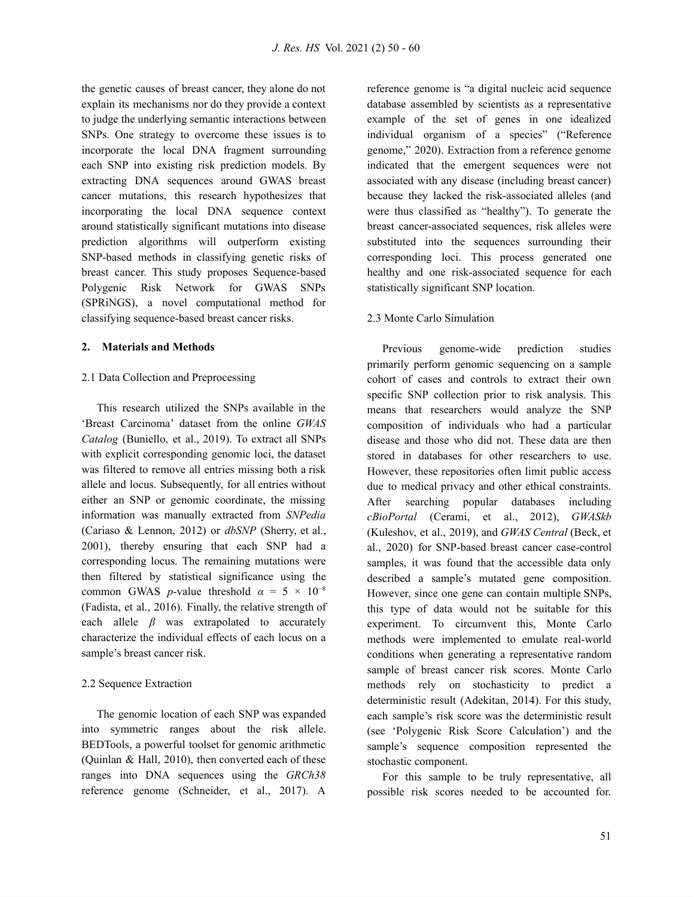the genetic causes of breast cancer, they alone do not explain its mechanisms nor do they provide a context to judge the underlying semantic interactions between SNPs. One strategy to overcome these issues is to incorporate the local DNA fragment surrounding each SNP into existing risk prediction models. By extracting DNA sequences around GWAS breast cancer mutations, this research hypothesizes that incorporating the local DNA sequence context around statistically significant mutations into disease prediction algorithms will outperform existing SNP-based methods in classifying genetic risks of breast cancer. This study proposes Sequence-based Polygenic Risk Network for GWAS SNPs (SPRiNGS), a novel computational method for classifying sequence-based breast cancer risks.

## 2. Materials and Methods

### 2.1 Data Collection and Preprocessing

This research utilized the SNPs available in the 'Breast Carcinoma' dataset from the online *GWAS Catalog* (Buniello, et al., 2019). To extract all SNPs with explicit corresponding genomic loci, the dataset was filtered to remove all entries missing both a risk allele and locus. Subsequently, for all entries without either an SNP or genomic coordinate, the missing information was manually extracted from *SNPedia* (Cariaso & Lennon, 2012) or *dbSNP* (Sherry, et al., 2001), thereby ensuring that each SNP had a corresponding locus. The remaining mutations were then filtered by statistical significance using the common GWAS *p*-value threshold $\alpha = 5 \times 10^{-8}$ (Fadista, et al., 2016). Finally, the relative strength of each allele $\beta$ was extrapolated to accurately characterize the individual effects of each locus on a sample's breast cancer risk.

### 2.2 Sequence Extraction

The genomic location of each SNP was expanded into symmetric ranges about the risk allele. BEDTools, a powerful toolset for genomic arithmetic (Quinlan & Hall, 2010), then converted each of these ranges into DNA sequences using the *GRCh38* reference genome (Schneider, et al., 2017). A reference genome is "a digital nucleic acid sequence database assembled by scientists as a representative example of the set of genes in one idealized individual organism of a species" ("Reference genome," 2020). Extraction from a reference genome indicated that the emergent sequences were not associated with any disease (including breast cancer) because they lacked the risk-associated alleles (and were thus classified as "healthy"). To generate the breast cancer-associated sequences, risk alleles were substituted into the sequences surrounding their corresponding loci. This process generated one healthy and one risk-associated sequence for each statistically significant SNP location.

### 2.3 Monte Carlo Simulation

Previous genome-wide prediction studies primarily perform genomic sequencing on a sample cohort of cases and controls to extract their own specific SNP collection prior to risk analysis. This means that researchers would analyze the SNP composition of individuals who had a particular disease and those who did not. These data are then stored in databases for other researchers to use. However, these repositories often limit public access due to medical privacy and other ethical constraints. After searching popular databases including *cBioPortal* (Cerami, et al., 2012), *GWASkb* (Kuleshov, et al., 2019), and *GWAS Central* (Beck, et al., 2020) for SNP-based breast cancer case-control samples, it was found that the accessible data only described a sample's mutated gene composition. However, since one gene can contain multiple SNPs, this type of data would not be suitable for this experiment. To circumvent this, Monte Carlo methods were implemented to emulate real-world conditions when generating a representative random sample of breast cancer risk scores. Monte Carlo methods rely on stochasticity to predict a deterministic result (Adekitan, 2014). For this study, each sample's risk score was the deterministic result (see 'Polygenic Risk Score Calculation') and the sample's sequence composition represented the stochastic component.

For this sample to be truly representative, all possible risk scores needed to be accounted for.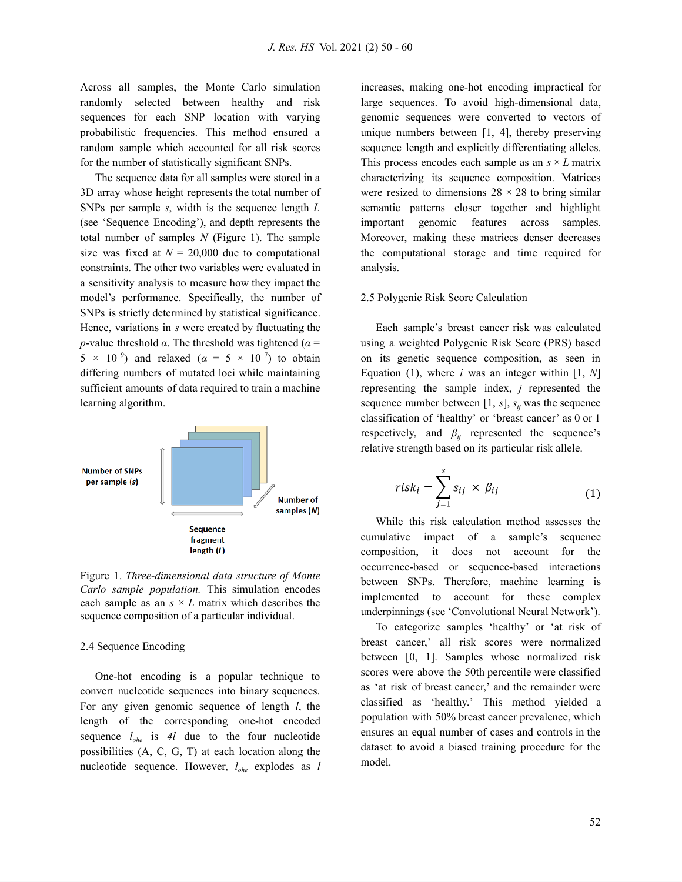Across all samples, the Monte Carlo simulation randomly selected between healthy and risk sequences for each SNP location with varying probabilistic frequencies. This method ensured a random sample which accounted for all risk scores for the number of statistically significant SNPs.

The sequence data for all samples were stored in a 3D array whose height represents the total number of SNPs per sample $s$, width is the sequence length $L$ (see 'Sequence Encoding'), and depth represents the total number of samples $N$ (Figure 1). The sample size was fixed at $N$ = 20,000 due to computational constraints. The other two variables were evaluated in a sensitivity analysis to measure how they impact the model's performance. Specifically, the number of SNPs is strictly determined by statistical significance. Hence, variations in $s$ were created by fluctuating the $p$-value threshold $\alpha$. The threshold was tightened ($\alpha = 5 \times 10^{-9}$) and relaxed ($\alpha = 5 \times 10^{-7}$) to obtain differing numbers of mutated loci while maintaining sufficient amounts of data required to train a machine learning algorithm.

Number of SNPs per sample ($s$)

Number of samples ($N$)

Sequence fragment length ($L$)

Figure 1. *Three-dimensional data structure of Monte Carlo sample population.* This simulation encodes each sample as an $s \times L$ matrix which describes the sequence composition of a particular individual.

### 2.4 Sequence Encoding

One-hot encoding is a popular technique to convert nucleotide sequences into binary sequences. For any given genomic sequence of length $l$, the length of the corresponding one-hot encoded sequence $l_{ohe}$ is $4l$ due to the four nucleotide possibilities (A, C, G, T) at each location along the nucleotide sequence. However, $l_{ohe}$ explodes as $l$ increases, making one-hot encoding impractical for large sequences. To avoid high-dimensional data, genomic sequences were converted to vectors of unique numbers between [1, 4], thereby preserving sequence length and explicitly differentiating alleles. This process encodes each sample as an $s \times L$ matrix characterizing its sequence composition. Matrices were resized to dimensions $28 \times 28$ to bring similar semantic patterns closer together and highlight important genomic features across samples. Moreover, making these matrices denser decreases the computational storage and time required for analysis.

### 2.5 Polygenic Risk Score Calculation

Each sample's breast cancer risk was calculated using a weighted Polygenic Risk Score (PRS) based on its genetic sequence composition, as seen in Equation (1), where $i$ was an integer within [1, $N$] representing the sample index, $j$ represented the sequence number between [1, $s$], $s_{ij}$ was the sequence classification of 'healthy' or 'breast cancer' as 0 or 1 respectively, and $\beta_{ij}$ represented the sequence's relative strength based on its particular risk allele.

$$risk_i = \sum_{j=1}^{s} s_{ij} \times \beta_{ij} \tag{1}$$

While this risk calculation method assesses the cumulative impact of a sample's sequence composition, it does not account for the occurrence-based or sequence-based interactions between SNPs. Therefore, machine learning is implemented to account for these complex underpinnings (see 'Convolutional Neural Network').

To categorize samples 'healthy' or 'at risk of breast cancer,' all risk scores were normalized between [0, 1]. Samples whose normalized risk scores were above the 50th percentile were classified as 'at risk of breast cancer,' and the remainder were classified as 'healthy.' This method yielded a population with 50% breast cancer prevalence, which ensures an equal number of cases and controls in the dataset to avoid a biased training procedure for the model.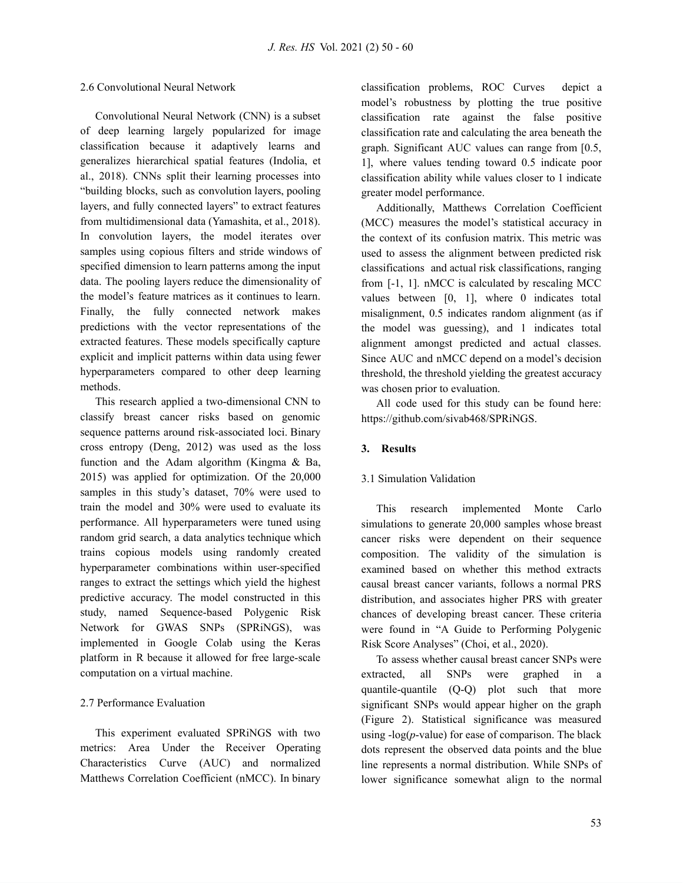2.6 Convolutional Neural Network

Convolutional Neural Network (CNN) is a subset of deep learning largely popularized for image classification because it adaptively learns and generalizes hierarchical spatial features (Indolia, et al., 2018). CNNs split their learning processes into "building blocks, such as convolution layers, pooling layers, and fully connected layers" to extract features from multidimensional data (Yamashita, et al., 2018). In convolution layers, the model iterates over samples using copious filters and stride windows of specified dimension to learn patterns among the input data. The pooling layers reduce the dimensionality of the model's feature matrices as it continues to learn. Finally, the fully connected network makes predictions with the vector representations of the extracted features. These models specifically capture explicit and implicit patterns within data using fewer hyperparameters compared to other deep learning methods.

This research applied a two-dimensional CNN to classify breast cancer risks based on genomic sequence patterns around risk-associated loci. Binary cross entropy (Deng, 2012) was used as the loss function and the Adam algorithm (Kingma & Ba, 2015) was applied for optimization. Of the 20,000 samples in this study's dataset, 70% were used to train the model and 30% were used to evaluate its performance. All hyperparameters were tuned using random grid search, a data analytics technique which trains copious models using randomly created hyperparameter combinations within user-specified ranges to extract the settings which yield the highest predictive accuracy. The model constructed in this study, named Sequence-based Polygenic Risk Network for GWAS SNPs (SPRiNGS), was implemented in Google Colab using the Keras platform in R because it allowed for free large-scale computation on a virtual machine.

2.7 Performance Evaluation

This experiment evaluated SPRiNGS with two metrics: Area Under the Receiver Operating Characteristics Curve (AUC) and normalized Matthews Correlation Coefficient (nMCC). In binary classification problems, ROC Curves depict a model's robustness by plotting the true positive classification rate against the false positive classification rate and calculating the area beneath the graph. Significant AUC values can range from [0.5, 1], where values tending toward 0.5 indicate poor classification ability while values closer to 1 indicate greater model performance.

Additionally, Matthews Correlation Coefficient (MCC) measures the model's statistical accuracy in the context of its confusion matrix. This metric was used to assess the alignment between predicted risk classifications and actual risk classifications, ranging from [-1, 1]. nMCC is calculated by rescaling MCC values between [0, 1], where 0 indicates total misalignment, 0.5 indicates random alignment (as if the model was guessing), and 1 indicates total alignment amongst predicted and actual classes. Since AUC and nMCC depend on a model's decision threshold, the threshold yielding the greatest accuracy was chosen prior to evaluation.

All code used for this study can be found here: https://github.com/sivab468/SPRiNGS.

## 3. Results

3.1 Simulation Validation

This research implemented Monte Carlo simulations to generate 20,000 samples whose breast cancer risks were dependent on their sequence composition. The validity of the simulation is examined based on whether this method extracts causal breast cancer variants, follows a normal PRS distribution, and associates higher PRS with greater chances of developing breast cancer. These criteria were found in "A Guide to Performing Polygenic Risk Score Analyses" (Choi, et al., 2020).

To assess whether causal breast cancer SNPs were extracted, all SNPs were graphed in a quantile-quantile (Q-Q) plot such that more significant SNPs would appear higher on the graph (Figure 2). Statistical significance was measured using -log($p$-value) for ease of comparison. The black dots represent the observed data points and the blue line represents a normal distribution. While SNPs of lower significance somewhat align to the normal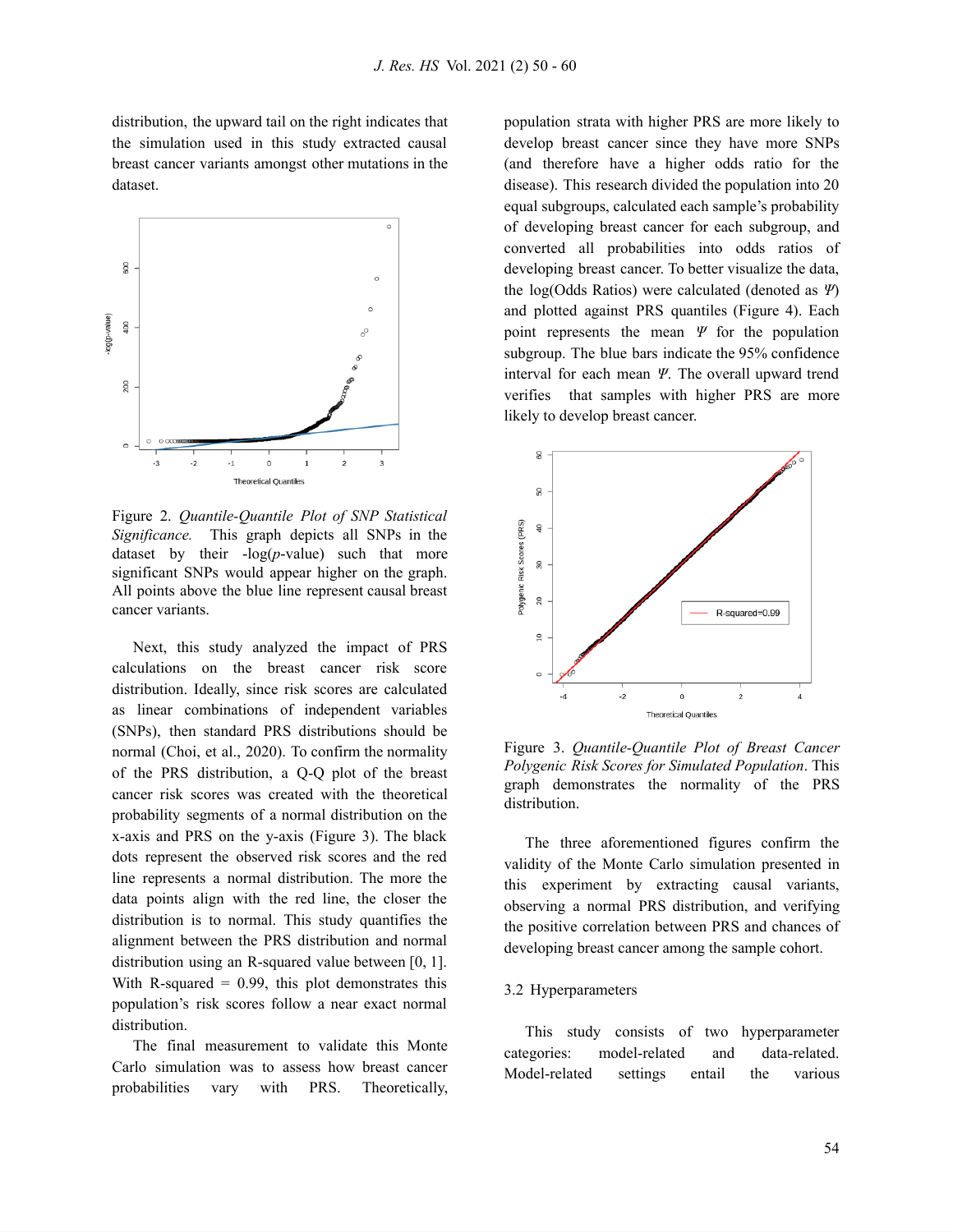distribution, the upward tail on the right indicates that the simulation used in this study extracted causal breast cancer variants amongst other mutations in the dataset.

Figure 2. *Quantile-Quantile Plot of SNP Statistical Significance.* This graph depicts all SNPs in the dataset by their -log(*p*-value) such that more significant SNPs would appear higher on the graph. All points above the blue line represent causal breast cancer variants.

Next, this study analyzed the impact of PRS calculations on the breast cancer risk score distribution. Ideally, since risk scores are calculated as linear combinations of independent variables (SNPs), then standard PRS distributions should be normal (Choi, et al., 2020). To confirm the normality of the PRS distribution, a Q-Q plot of the breast cancer risk scores was created with the theoretical probability segments of a normal distribution on the x-axis and PRS on the y-axis (Figure 3). The black dots represent the observed risk scores and the red line represents a normal distribution. The more the data points align with the red line, the closer the distribution is to normal. This study quantifies the alignment between the PRS distribution and normal distribution using an R-squared value between [0, 1]. With R-squared = 0.99, this plot demonstrates this population's risk scores follow a near exact normal distribution.

The final measurement to validate this Monte Carlo simulation was to assess how breast cancer probabilities vary with PRS. Theoretically, population strata with higher PRS are more likely to develop breast cancer since they have more SNPs (and therefore have a higher odds ratio for the disease). This research divided the population into 20 equal subgroups, calculated each sample's probability of developing breast cancer for each subgroup, and converted all probabilities into odds ratios of developing breast cancer. To better visualize the data, the log(Odds Ratios) were calculated (denoted as $\Psi$) and plotted against PRS quantiles (Figure 4). Each point represents the mean $\Psi$ for the population subgroup. The blue bars indicate the 95% confidence interval for each mean $\Psi$. The overall upward trend verifies that samples with higher PRS are more likely to develop breast cancer.

Figure 3. *Quantile-Quantile Plot of Breast Cancer Polygenic Risk Scores for Simulated Population*. This graph demonstrates the normality of the PRS distribution.

The three aforementioned figures confirm the validity of the Monte Carlo simulation presented in this experiment by extracting causal variants, observing a normal PRS distribution, and verifying the positive correlation between PRS and chances of developing breast cancer among the sample cohort.

### 3.2 Hyperparameters

This study consists of two hyperparameter categories: model-related and data-related. Model-related settings entail the various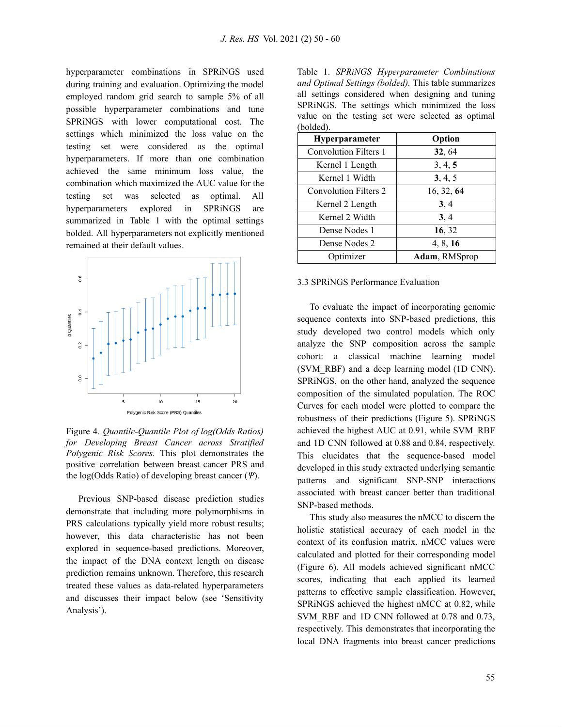hyperparameter combinations in SPRiNGS used during training and evaluation. Optimizing the model employed random grid search to sample 5% of all possible hyperparameter combinations and tune SPRiNGS with lower computational cost. The settings which minimized the loss value on the testing set were considered as the optimal hyperparameters. If more than one combination achieved the same minimum loss value, the combination which maximized the AUC value for the testing set was selected as optimal. All hyperparameters explored in SPRiNGS are summarized in Table 1 with the optimal settings bolded. All hyperparameters not explicitly mentioned remained at their default values.

Figure 4. *Quantile-Quantile Plot of log(Odds Ratios) for Developing Breast Cancer across Stratified Polygenic Risk Scores.* This plot demonstrates the positive correlation between breast cancer PRS and the log(Odds Ratio) of developing breast cancer ($\Psi$).

Previous SNP-based disease prediction studies demonstrate that including more polymorphisms in PRS calculations typically yield more robust results; however, this data characteristic has not been explored in sequence-based predictions. Moreover, the impact of the DNA context length on disease prediction remains unknown. Therefore, this research treated these values as data-related hyperparameters and discusses their impact below (see 'Sensitivity Analysis').

Table 1. *SPRiNGS Hyperparameter Combinations and Optimal Settings (bolded).* This table summarizes all settings considered when designing and tuning SPRiNGS. The settings which minimized the loss value on the testing set were selected as optimal (bolded).

| Hyperparameter | Option |
|---|---|
| Convolution Filters 1 | **32**, 64 |
| Kernel 1 Length | 3, 4, **5** |
| Kernel 1 Width | **3**, 4, 5 |
| Convolution Filters 2 | 16, 32, **64** |
| Kernel 2 Length | **3**, 4 |
| Kernel 2 Width | **3**, 4 |
| Dense Nodes 1 | **16**, 32 |
| Dense Nodes 2 | 4, 8, **16** |
| Optimizer | **Adam**, RMSprop |

### 3.3 SPRiNGS Performance Evaluation

To evaluate the impact of incorporating genomic sequence contexts into SNP-based predictions, this study developed two control models which only analyze the SNP composition across the sample cohort: a classical machine learning model (SVM_RBF) and a deep learning model (1D CNN). SPRiNGS, on the other hand, analyzed the sequence composition of the simulated population. The ROC Curves for each model were plotted to compare the robustness of their predictions (Figure 5). SPRiNGS achieved the highest AUC at 0.91, while SVM_RBF and 1D CNN followed at 0.88 and 0.84, respectively. This elucidates that the sequence-based model developed in this study extracted underlying semantic patterns and significant SNP-SNP interactions associated with breast cancer better than traditional SNP-based methods.

This study also measures the nMCC to discern the holistic statistical accuracy of each model in the context of its confusion matrix. nMCC values were calculated and plotted for their corresponding model (Figure 6). All models achieved significant nMCC scores, indicating that each applied its learned patterns to effective sample classification. However, SPRiNGS achieved the highest nMCC at 0.82, while SVM_RBF and 1D CNN followed at 0.78 and 0.73, respectively. This demonstrates that incorporating the local DNA fragments into breast cancer predictions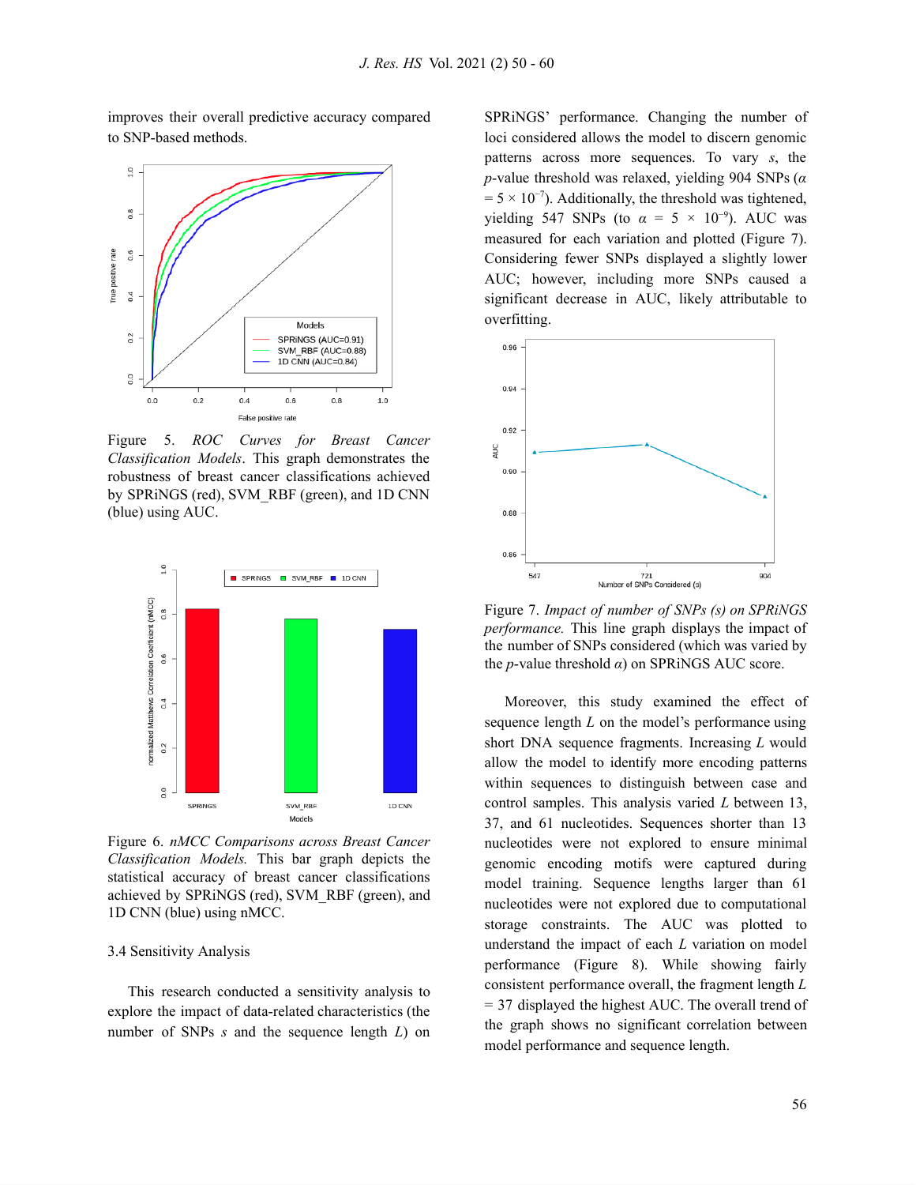improves their overall predictive accuracy compared to SNP-based methods.

Figure 5. *ROC Curves for Breast Cancer Classification Models*. This graph demonstrates the robustness of breast cancer classifications achieved by SPRiNGS (red), SVM_RBF (green), and 1D CNN (blue) using AUC.

Figure 6. *nMCC Comparisons across Breast Cancer Classification Models.* This bar graph depicts the statistical accuracy of breast cancer classifications achieved by SPRiNGS (red), SVM_RBF (green), and 1D CNN (blue) using nMCC.

3.4 Sensitivity Analysis

This research conducted a sensitivity analysis to explore the impact of data-related characteristics (the number of SNPs $s$ and the sequence length $L$) on SPRiNGS' performance. Changing the number of loci considered allows the model to discern genomic patterns across more sequences. To vary $s$, the $p$-value threshold was relaxed, yielding 904 SNPs ($\alpha = 5 \times 10^{-7}$). Additionally, the threshold was tightened, yielding 547 SNPs (to $\alpha = 5 \times 10^{-9}$). AUC was measured for each variation and plotted (Figure 7). Considering fewer SNPs displayed a slightly lower AUC; however, including more SNPs caused a significant decrease in AUC, likely attributable to overfitting.

Figure 7. *Impact of number of SNPs (s) on SPRiNGS performance.* This line graph displays the impact of the number of SNPs considered (which was varied by the $p$-value threshold $\alpha$) on SPRiNGS AUC score.

Moreover, this study examined the effect of sequence length $L$ on the model's performance using short DNA sequence fragments. Increasing $L$ would allow the model to identify more encoding patterns within sequences to distinguish between case and control samples. This analysis varied $L$ between 13, 37, and 61 nucleotides. Sequences shorter than 13 nucleotides were not explored to ensure minimal genomic encoding motifs were captured during model training. Sequence lengths larger than 61 nucleotides were not explored due to computational storage constraints. The AUC was plotted to understand the impact of each $L$ variation on model performance (Figure 8). While showing fairly consistent performance overall, the fragment length $L = 37$ displayed the highest AUC. The overall trend of the graph shows no significant correlation between model performance and sequence length.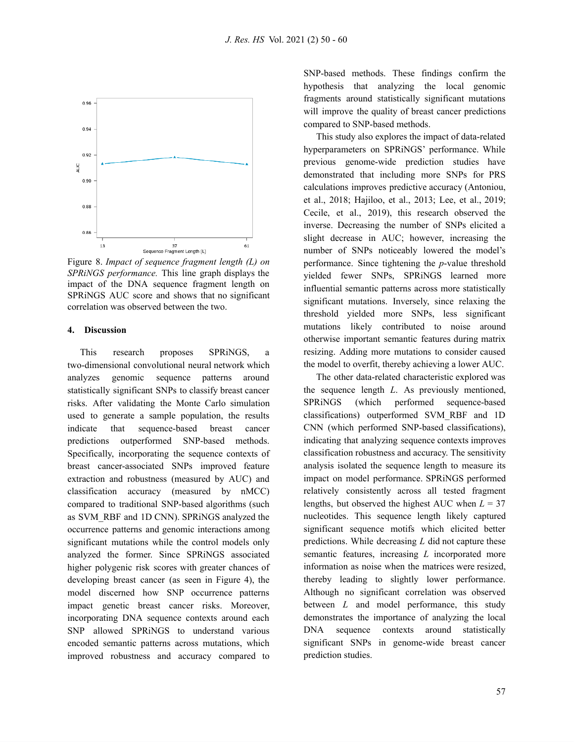Figure 8. *Impact of sequence fragment length (L) on SPRiNGS performance.* This line graph displays the impact of the DNA sequence fragment length on SPRiNGS AUC score and shows that no significant correlation was observed between the two.

## 4. Discussion

This research proposes SPRiNGS, a two-dimensional convolutional neural network which analyzes genomic sequence patterns around statistically significant SNPs to classify breast cancer risks. After validating the Monte Carlo simulation used to generate a sample population, the results indicate that sequence-based breast cancer predictions outperformed SNP-based methods. Specifically, incorporating the sequence contexts of breast cancer-associated SNPs improved feature extraction and robustness (measured by AUC) and classification accuracy (measured by nMCC) compared to traditional SNP-based algorithms (such as SVM_RBF and 1D CNN). SPRiNGS analyzed the occurrence patterns and genomic interactions among significant mutations while the control models only analyzed the former. Since SPRiNGS associated higher polygenic risk scores with greater chances of developing breast cancer (as seen in Figure 4), the model discerned how SNP occurrence patterns impact genetic breast cancer risks. Moreover, incorporating DNA sequence contexts around each SNP allowed SPRiNGS to understand various encoded semantic patterns across mutations, which improved robustness and accuracy compared to SNP-based methods. These findings confirm the hypothesis that analyzing the local genomic fragments around statistically significant mutations will improve the quality of breast cancer predictions compared to SNP-based methods.

This study also explores the impact of data-related hyperparameters on SPRiNGS' performance. While previous genome-wide prediction studies have demonstrated that including more SNPs for PRS calculations improves predictive accuracy (Antoniou, et al., 2018; Hajiloo, et al., 2013; Lee, et al., 2019; Cecile, et al., 2019), this research observed the inverse. Decreasing the number of SNPs elicited a slight decrease in AUC; however, increasing the number of SNPs noticeably lowered the model's performance. Since tightening the *p*-value threshold yielded fewer SNPs, SPRiNGS learned more influential semantic patterns across more statistically significant mutations. Inversely, since relaxing the threshold yielded more SNPs, less significant mutations likely contributed to noise around otherwise important semantic features during matrix resizing. Adding more mutations to consider caused the model to overfit, thereby achieving a lower AUC.

The other data-related characteristic explored was the sequence length $L$. As previously mentioned, SPRiNGS (which performed sequence-based classifications) outperformed SVM_RBF and 1D CNN (which performed SNP-based classifications), indicating that analyzing sequence contexts improves classification robustness and accuracy. The sensitivity analysis isolated the sequence length to measure its impact on model performance. SPRiNGS performed relatively consistently across all tested fragment lengths, but observed the highest AUC when $L = 37$ nucleotides. This sequence length likely captured significant sequence motifs which elicited better predictions. While decreasing $L$ did not capture these semantic features, increasing $L$ incorporated more information as noise when the matrices were resized, thereby leading to slightly lower performance. Although no significant correlation was observed between $L$ and model performance, this study demonstrates the importance of analyzing the local DNA sequence contexts around statistically significant SNPs in genome-wide breast cancer prediction studies.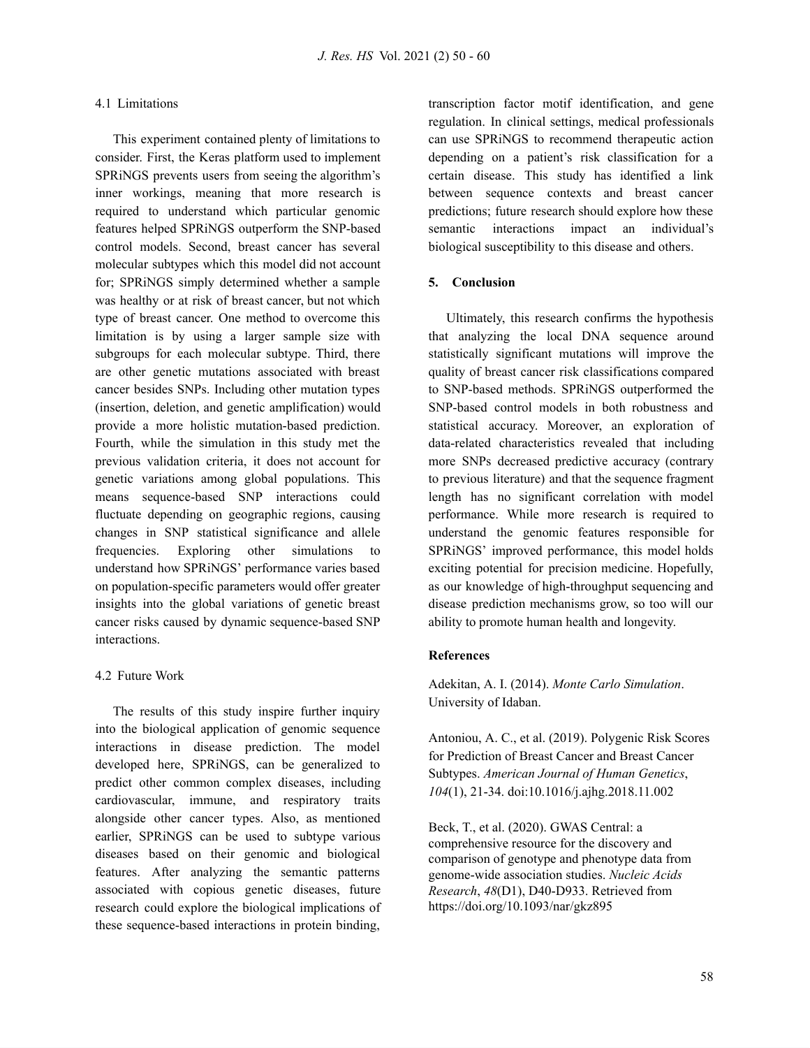### 4.1 Limitations

This experiment contained plenty of limitations to consider. First, the Keras platform used to implement SPRiNGS prevents users from seeing the algorithm's inner workings, meaning that more research is required to understand which particular genomic features helped SPRiNGS outperform the SNP-based control models. Second, breast cancer has several molecular subtypes which this model did not account for; SPRiNGS simply determined whether a sample was healthy or at risk of breast cancer, but not which type of breast cancer. One method to overcome this limitation is by using a larger sample size with subgroups for each molecular subtype. Third, there are other genetic mutations associated with breast cancer besides SNPs. Including other mutation types (insertion, deletion, and genetic amplification) would provide a more holistic mutation-based prediction. Fourth, while the simulation in this study met the previous validation criteria, it does not account for genetic variations among global populations. This means sequence-based SNP interactions could fluctuate depending on geographic regions, causing changes in SNP statistical significance and allele frequencies. Exploring other simulations to understand how SPRiNGS' performance varies based on population-specific parameters would offer greater insights into the global variations of genetic breast cancer risks caused by dynamic sequence-based SNP interactions.

### 4.2 Future Work

The results of this study inspire further inquiry into the biological application of genomic sequence interactions in disease prediction. The model developed here, SPRiNGS, can be generalized to predict other common complex diseases, including cardiovascular, immune, and respiratory traits alongside other cancer types. Also, as mentioned earlier, SPRiNGS can be used to subtype various diseases based on their genomic and biological features. After analyzing the semantic patterns associated with copious genetic diseases, future research could explore the biological implications of these sequence-based interactions in protein binding, transcription factor motif identification, and gene regulation. In clinical settings, medical professionals can use SPRiNGS to recommend therapeutic action depending on a patient's risk classification for a certain disease. This study has identified a link between sequence contexts and breast cancer predictions; future research should explore how these semantic interactions impact an individual's biological susceptibility to this disease and others.

## 5. Conclusion

Ultimately, this research confirms the hypothesis that analyzing the local DNA sequence around statistically significant mutations will improve the quality of breast cancer risk classifications compared to SNP-based methods. SPRiNGS outperformed the SNP-based control models in both robustness and statistical accuracy. Moreover, an exploration of data-related characteristics revealed that including more SNPs decreased predictive accuracy (contrary to previous literature) and that the sequence fragment length has no significant correlation with model performance. While more research is required to understand the genomic features responsible for SPRiNGS' improved performance, this model holds exciting potential for precision medicine. Hopefully, as our knowledge of high-throughput sequencing and disease prediction mechanisms grow, so too will our ability to promote human health and longevity.

## References

Adekitan, A. I. (2014). *Monte Carlo Simulation*. University of Idaban.

Antoniou, A. C., et al. (2019). Polygenic Risk Scores for Prediction of Breast Cancer and Breast Cancer Subtypes. *American Journal of Human Genetics*, *104*(1), 21-34. doi:10.1016/j.ajhg.2018.11.002

Beck, T., et al. (2020). GWAS Central: a comprehensive resource for the discovery and comparison of genotype and phenotype data from genome-wide association studies. *Nucleic Acids Research*, *48*(D1), D40-D933. Retrieved from https://doi.org/10.1093/nar/gkz895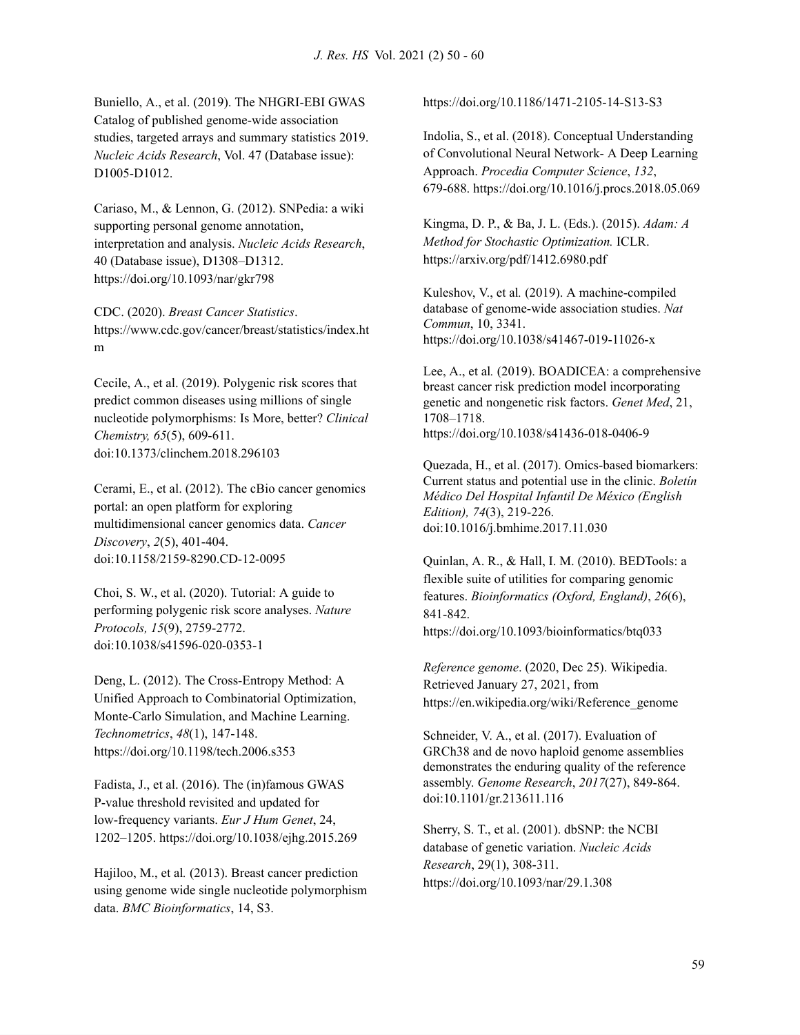Buniello, A., et al. (2019). The NHGRI-EBI GWAS Catalog of published genome-wide association studies, targeted arrays and summary statistics 2019. *Nucleic Acids Research*, Vol. 47 (Database issue): D1005-D1012.

Cariaso, M., & Lennon, G. (2012). SNPedia: a wiki supporting personal genome annotation, interpretation and analysis. *Nucleic Acids Research*, 40 (Database issue), D1308–D1312. https://doi.org/10.1093/nar/gkr798

CDC. (2020). *Breast Cancer Statistics*. https://www.cdc.gov/cancer/breast/statistics/index.htm

Cecile, A., et al. (2019). Polygenic risk scores that predict common diseases using millions of single nucleotide polymorphisms: Is More, better? *Clinical Chemistry, 65*(5), 609-611. doi:10.1373/clinchem.2018.296103

Cerami, E., et al. (2012). The cBio cancer genomics portal: an open platform for exploring multidimensional cancer genomics data. *Cancer Discovery*, *2*(5), 401-404. doi:10.1158/2159-8290.CD-12-0095

Choi, S. W., et al. (2020). Tutorial: A guide to performing polygenic risk score analyses. *Nature Protocols, 15*(9), 2759-2772. doi:10.1038/s41596-020-0353-1

Deng, L. (2012). The Cross-Entropy Method: A Unified Approach to Combinatorial Optimization, Monte-Carlo Simulation, and Machine Learning. *Technometrics*, *48*(1), 147-148. https://doi.org/10.1198/tech.2006.s353

Fadista, J., et al. (2016). The (in)famous GWAS P-value threshold revisited and updated for low-frequency variants. *Eur J Hum Genet*, 24, 1202–1205. https://doi.org/10.1038/ejhg.2015.269

Hajiloo, M., et al*.* (2013). Breast cancer prediction using genome wide single nucleotide polymorphism data. *BMC Bioinformatics*, 14, S3. https://doi.org/10.1186/1471-2105-14-S13-S3

Indolia, S., et al. (2018). Conceptual Understanding of Convolutional Neural Network- A Deep Learning Approach. *Procedia Computer Science*, *132*, 679-688. https://doi.org/10.1016/j.procs.2018.05.069

Kingma, D. P., & Ba, J. L. (Eds.). (2015). *Adam: A Method for Stochastic Optimization.* ICLR. https://arxiv.org/pdf/1412.6980.pdf

Kuleshov, V., et al*.* (2019). A machine-compiled database of genome-wide association studies. *Nat Commun*, 10, 3341. https://doi.org/10.1038/s41467-019-11026-x

Lee, A., et al*.* (2019). BOADICEA: a comprehensive breast cancer risk prediction model incorporating genetic and nongenetic risk factors. *Genet Med*, 21, 1708–1718. https://doi.org/10.1038/s41436-018-0406-9

Quezada, H., et al. (2017). Omics-based biomarkers: Current status and potential use in the clinic. *Boletín Médico Del Hospital Infantil De México (English Edition), 74*(3), 219-226. doi:10.1016/j.bmhime.2017.11.030

Quinlan, A. R., & Hall, I. M. (2010). BEDTools: a flexible suite of utilities for comparing genomic features. *Bioinformatics (Oxford, England)*, *26*(6), 841-842. https://doi.org/10.1093/bioinformatics/btq033

*Reference genome*. (2020, Dec 25). Wikipedia. Retrieved January 27, 2021, from https://en.wikipedia.org/wiki/Reference_genome

Schneider, V. A., et al. (2017). Evaluation of GRCh38 and de novo haploid genome assemblies demonstrates the enduring quality of the reference assembly. *Genome Research*, *2017*(27), 849-864. doi:10.1101/gr.213611.116

Sherry, S. T., et al. (2001). dbSNP: the NCBI database of genetic variation. *Nucleic Acids Research*, 29(1), 308-311. https://doi.org/10.1093/nar/29.1.308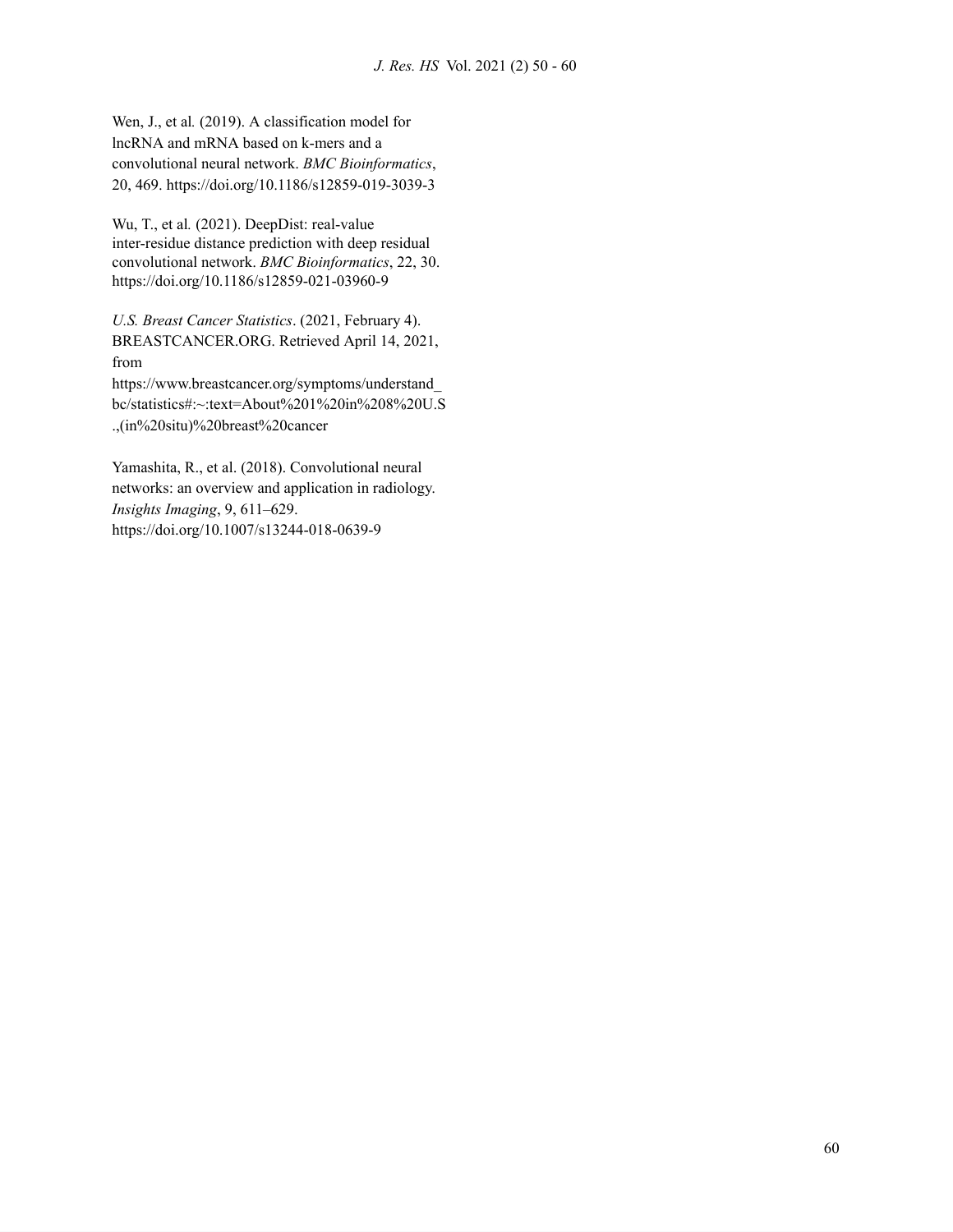Wen, J., et al*.* (2019). A classification model for lncRNA and mRNA based on k-mers and a convolutional neural network. *BMC Bioinformatics*, 20, 469. https://doi.org/10.1186/s12859-019-3039-3

Wu, T., et al*.* (2021). DeepDist: real-value inter-residue distance prediction with deep residual convolutional network. *BMC Bioinformatics*, 22, 30. https://doi.org/10.1186/s12859-021-03960-9

*U.S. Breast Cancer Statistics*. (2021, February 4). BREASTCANCER.ORG. Retrieved April 14, 2021, from https://www.breastcancer.org/symptoms/understand_bc/statistics#:~:text=About%201%20in%208%20U.S.,(in%20situ)%20breast%20cancer

Yamashita, R., et al. (2018). Convolutional neural networks: an overview and application in radiology. *Insights Imaging*, 9, 611–629. https://doi.org/10.1007/s13244-018-0639-9